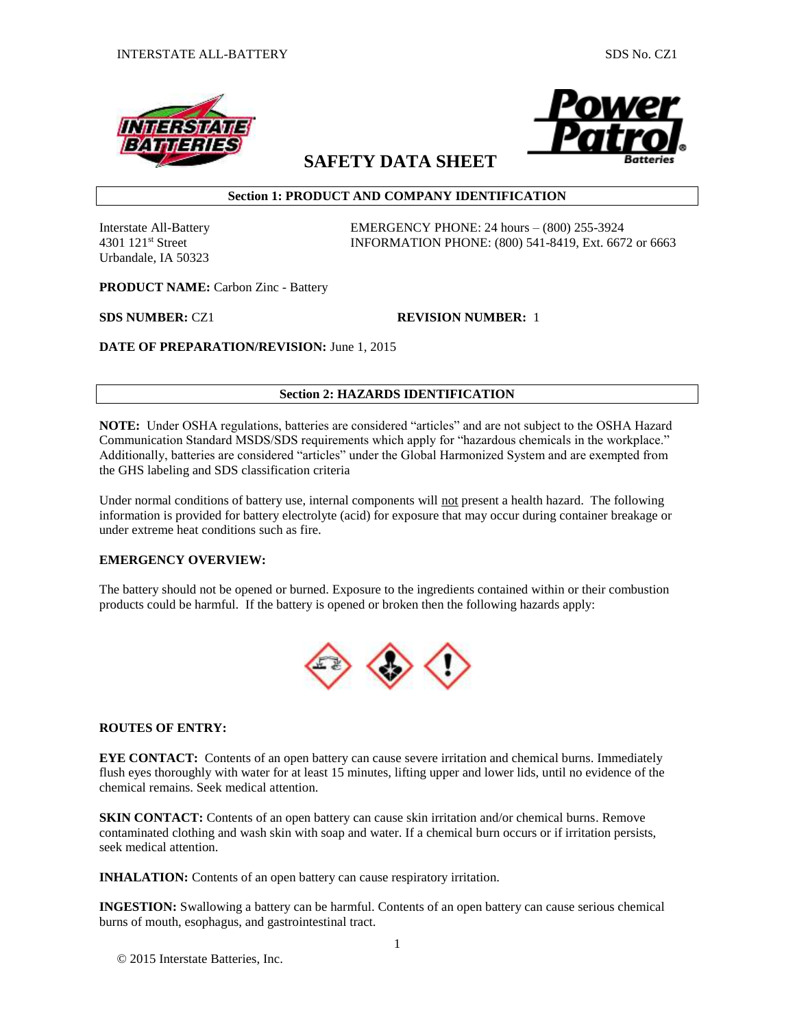# SAFETY DATA SHEET

## Section 1: PRODUCT AND COMPANY IDENTIFICATION

Interstate All-Battery
4301 121st Street
Urbandale, IA 50323

EMERGENCY PHONE: 24 hours – (800) 255-3924
INFORMATION PHONE: (800) 541-8419, Ext. 6672 or 6663

**PRODUCT NAME:** Carbon Zinc - Battery

**SDS NUMBER:** CZ1

**REVISION NUMBER:** 1

**DATE OF PREPARATION/REVISION:** June 1, 2015

## Section 2: HAZARDS IDENTIFICATION

**NOTE:** Under OSHA regulations, batteries are considered "articles" and are not subject to the OSHA Hazard Communication Standard MSDS/SDS requirements which apply for "hazardous chemicals in the workplace." Additionally, batteries are considered "articles" under the Global Harmonized System and are exempted from the GHS labeling and SDS classification criteria

Under normal conditions of battery use, internal components will not present a health hazard. The following information is provided for battery electrolyte (acid) for exposure that may occur during container breakage or under extreme heat conditions such as fire.

**EMERGENCY OVERVIEW:**

The battery should not be opened or burned. Exposure to the ingredients contained within or their combustion products could be harmful. If the battery is opened or broken then the following hazards apply:

**ROUTES OF ENTRY:**

**EYE CONTACT:** Contents of an open battery can cause severe irritation and chemical burns. Immediately flush eyes thoroughly with water for at least 15 minutes, lifting upper and lower lids, until no evidence of the chemical remains. Seek medical attention.

**SKIN CONTACT:** Contents of an open battery can cause skin irritation and/or chemical burns. Remove contaminated clothing and wash skin with soap and water. If a chemical burn occurs or if irritation persists, seek medical attention.

**INHALATION:** Contents of an open battery can cause respiratory irritation.

**INGESTION:** Swallowing a battery can be harmful. Contents of an open battery can cause serious chemical burns of mouth, esophagus, and gastrointestinal tract.

© 2015 Interstate Batteries, Inc.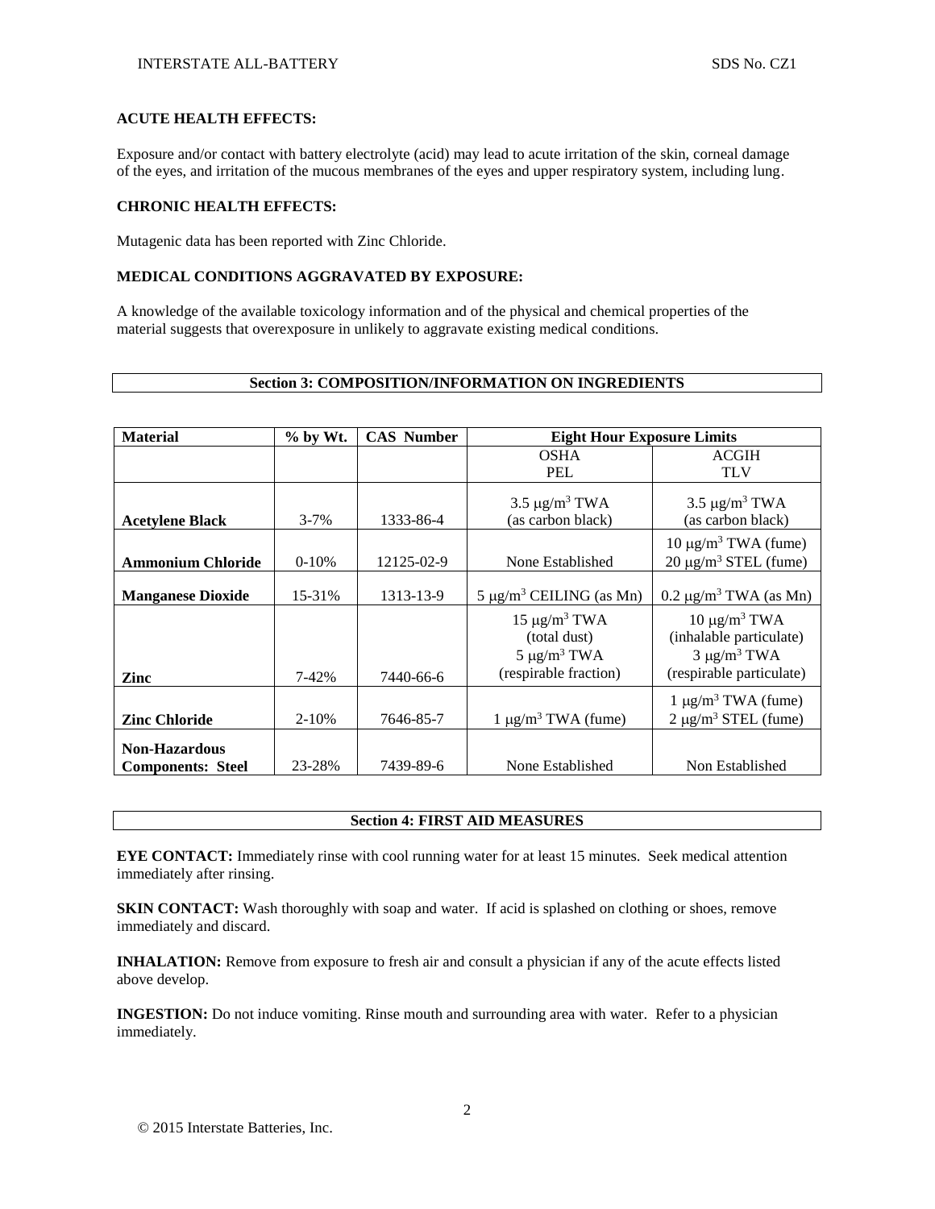**ACUTE HEALTH EFFECTS:**

Exposure and/or contact with battery electrolyte (acid) may lead to acute irritation of the skin, corneal damage of the eyes, and irritation of the mucous membranes of the eyes and upper respiratory system, including lung.

**CHRONIC HEALTH EFFECTS:**

Mutagenic data has been reported with Zinc Chloride.

**MEDICAL CONDITIONS AGGRAVATED BY EXPOSURE:**

A knowledge of the available toxicology information and of the physical and chemical properties of the material suggests that overexposure in unlikely to aggravate existing medical conditions.

## Section 3: COMPOSITION/INFORMATION ON INGREDIENTS

| Material | % by Wt. | CAS Number | Eight Hour Exposure Limits | |
|---|---|---|---|---|
| | | | OSHA PEL | ACGIH TLV |
| **Acetylene Black** | 3-7% | 1333-86-4 | 3.5 $\mu g/m^3$ TWA (as carbon black) | 3.5 $\mu g/m^3$ TWA (as carbon black) |
| **Ammonium Chloride** | 0-10% | 12125-02-9 | None Established | 10 $\mu g/m^3$ TWA (fume) 20 $\mu g/m^3$ STEL (fume) |
| **Manganese Dioxide** | 15-31% | 1313-13-9 | 5 $\mu g/m^3$ CEILING (as Mn) | 0.2 $\mu g/m^3$ TWA (as Mn) |
| **Zinc** | 7-42% | 7440-66-6 | 15 $\mu g/m^3$ TWA (total dust) 5 $\mu g/m^3$ TWA (respirable fraction) | 10 $\mu g/m^3$ TWA (inhalable particulate) 3 $\mu g/m^3$ TWA (respirable particulate) |
| **Zinc Chloride** | 2-10% | 7646-85-7 | 1 $\mu g/m^3$ TWA (fume) | 1 $\mu g/m^3$ TWA (fume) 2 $\mu g/m^3$ STEL (fume) |
| **Non-Hazardous Components: Steel** | 23-28% | 7439-89-6 | None Established | Non Established |

## Section 4: FIRST AID MEASURES

**EYE CONTACT:** Immediately rinse with cool running water for at least 15 minutes. Seek medical attention immediately after rinsing.

**SKIN CONTACT:** Wash thoroughly with soap and water. If acid is splashed on clothing or shoes, remove immediately and discard.

**INHALATION:** Remove from exposure to fresh air and consult a physician if any of the acute effects listed above develop.

**INGESTION:** Do not induce vomiting. Rinse mouth and surrounding area with water. Refer to a physician immediately.

© 2015 Interstate Batteries, Inc.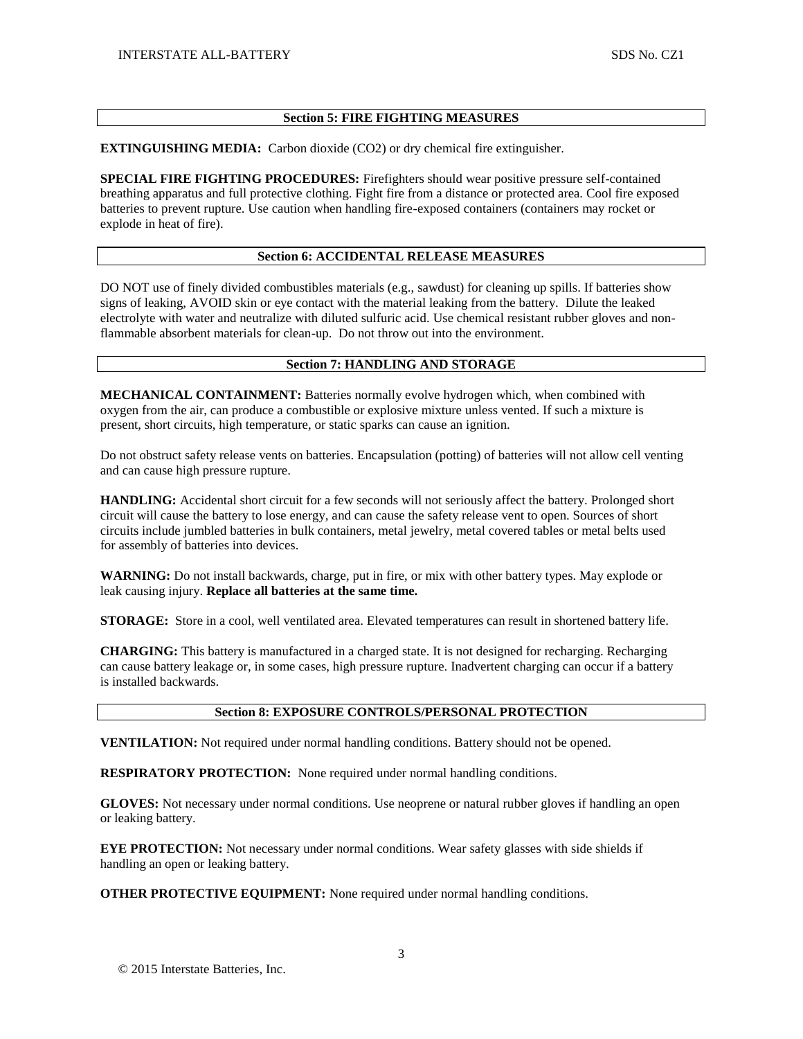## Section 5: FIRE FIGHTING MEASURES

**EXTINGUISHING MEDIA:** Carbon dioxide ($CO_2$) or dry chemical fire extinguisher.

**SPECIAL FIRE FIGHTING PROCEDURES:** Firefighters should wear positive pressure self-contained breathing apparatus and full protective clothing. Fight fire from a distance or protected area. Cool fire exposed batteries to prevent rupture. Use caution when handling fire-exposed containers (containers may rocket or explode in heat of fire).

## Section 6: ACCIDENTAL RELEASE MEASURES

DO NOT use of finely divided combustibles materials (e.g., sawdust) for cleaning up spills. If batteries show signs of leaking, AVOID skin or eye contact with the material leaking from the battery. Dilute the leaked electrolyte with water and neutralize with diluted sulfuric acid. Use chemical resistant rubber gloves and non-flammable absorbent materials for clean-up. Do not throw out into the environment.

## Section 7: HANDLING AND STORAGE

**MECHANICAL CONTAINMENT:** Batteries normally evolve hydrogen which, when combined with oxygen from the air, can produce a combustible or explosive mixture unless vented. If such a mixture is present, short circuits, high temperature, or static sparks can cause an ignition.

Do not obstruct safety release vents on batteries. Encapsulation (potting) of batteries will not allow cell venting and can cause high pressure rupture.

**HANDLING:** Accidental short circuit for a few seconds will not seriously affect the battery. Prolonged short circuit will cause the battery to lose energy, and can cause the safety release vent to open. Sources of short circuits include jumbled batteries in bulk containers, metal jewelry, metal covered tables or metal belts used for assembly of batteries into devices.

**WARNING:** Do not install backwards, charge, put in fire, or mix with other battery types. May explode or leak causing injury. **Replace all batteries at the same time.**

**STORAGE:** Store in a cool, well ventilated area. Elevated temperatures can result in shortened battery life.

**CHARGING:** This battery is manufactured in a charged state. It is not designed for recharging. Recharging can cause battery leakage or, in some cases, high pressure rupture. Inadvertent charging can occur if a battery is installed backwards.

## Section 8: EXPOSURE CONTROLS/PERSONAL PROTECTION

**VENTILATION:** Not required under normal handling conditions. Battery should not be opened.

**RESPIRATORY PROTECTION:** None required under normal handling conditions.

**GLOVES:** Not necessary under normal conditions. Use neoprene or natural rubber gloves if handling an open or leaking battery.

**EYE PROTECTION:** Not necessary under normal conditions. Wear safety glasses with side shields if handling an open or leaking battery.

**OTHER PROTECTIVE EQUIPMENT:** None required under normal handling conditions.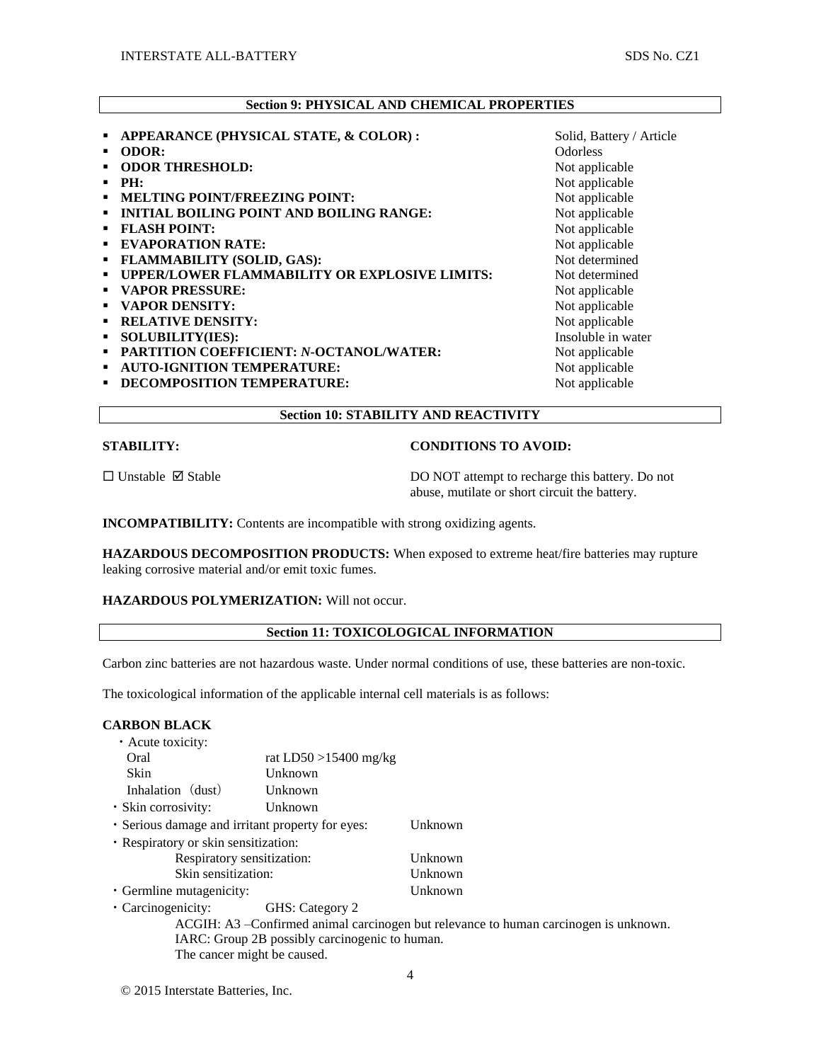## Section 9: PHYSICAL AND CHEMICAL PROPERTIES

| Property | Value |
|---|---|
| **APPEARANCE (PHYSICAL STATE, & COLOR) :** | Solid, Battery / Article |
| **ODOR:** | Odorless |
| **ODOR THRESHOLD:** | Not applicable |
| **PH:** | Not applicable |
| **MELTING POINT/FREEZING POINT:** | Not applicable |
| **INITIAL BOILING POINT AND BOILING RANGE:** | Not applicable |
| **FLASH POINT:** | Not applicable |
| **EVAPORATION RATE:** | Not applicable |
| **FLAMMABILITY (SOLID, GAS):** | Not determined |
| **UPPER/LOWER FLAMMABILITY OR EXPLOSIVE LIMITS:** | Not determined |
| **VAPOR PRESSURE:** | Not applicable |
| **VAPOR DENSITY:** | Not applicable |
| **RELATIVE DENSITY:** | Not applicable |
| **SOLUBILITY(IES):** | Insoluble in water |
| **PARTITION COEFFICIENT: *N*-OCTANOL/WATER:** | Not applicable |
| **AUTO-IGNITION TEMPERATURE:** | Not applicable |
| **DECOMPOSITION TEMPERATURE:** | Not applicable |

## Section 10: STABILITY AND REACTIVITY

**STABILITY:**

☐ Unstable ☑ Stable

**CONDITIONS TO AVOID:**

DO NOT attempt to recharge this battery. Do not abuse, mutilate or short circuit the battery.

**INCOMPATIBILITY:** Contents are incompatible with strong oxidizing agents.

**HAZARDOUS DECOMPOSITION PRODUCTS:** When exposed to extreme heat/fire batteries may rupture leaking corrosive material and/or emit toxic fumes.

**HAZARDOUS POLYMERIZATION:** Will not occur.

## Section 11: TOXICOLOGICAL INFORMATION

Carbon zinc batteries are not hazardous waste. Under normal conditions of use, these batteries are non-toxic.

The toxicological information of the applicable internal cell materials is as follows:

**CARBON BLACK**

- Acute toxicity:
  - Oral: rat LD50 >15400 mg/kg
  - Skin: Unknown
  - Inhalation (dust): Unknown
- Skin corrosivity: Unknown
- Serious damage and irritant property for eyes: Unknown
- Respiratory or skin sensitization:
  - Respiratory sensitization: Unknown
  - Skin sensitization: Unknown
- Germline mutagenicity: Unknown
- Carcinogenicity: GHS: Category 2
  - ACGIH: A3 –Confirmed animal carcinogen but relevance to human carcinogen is unknown.
  - IARC: Group 2B possibly carcinogenic to human.
  - The cancer might be caused.

© 2015 Interstate Batteries, Inc.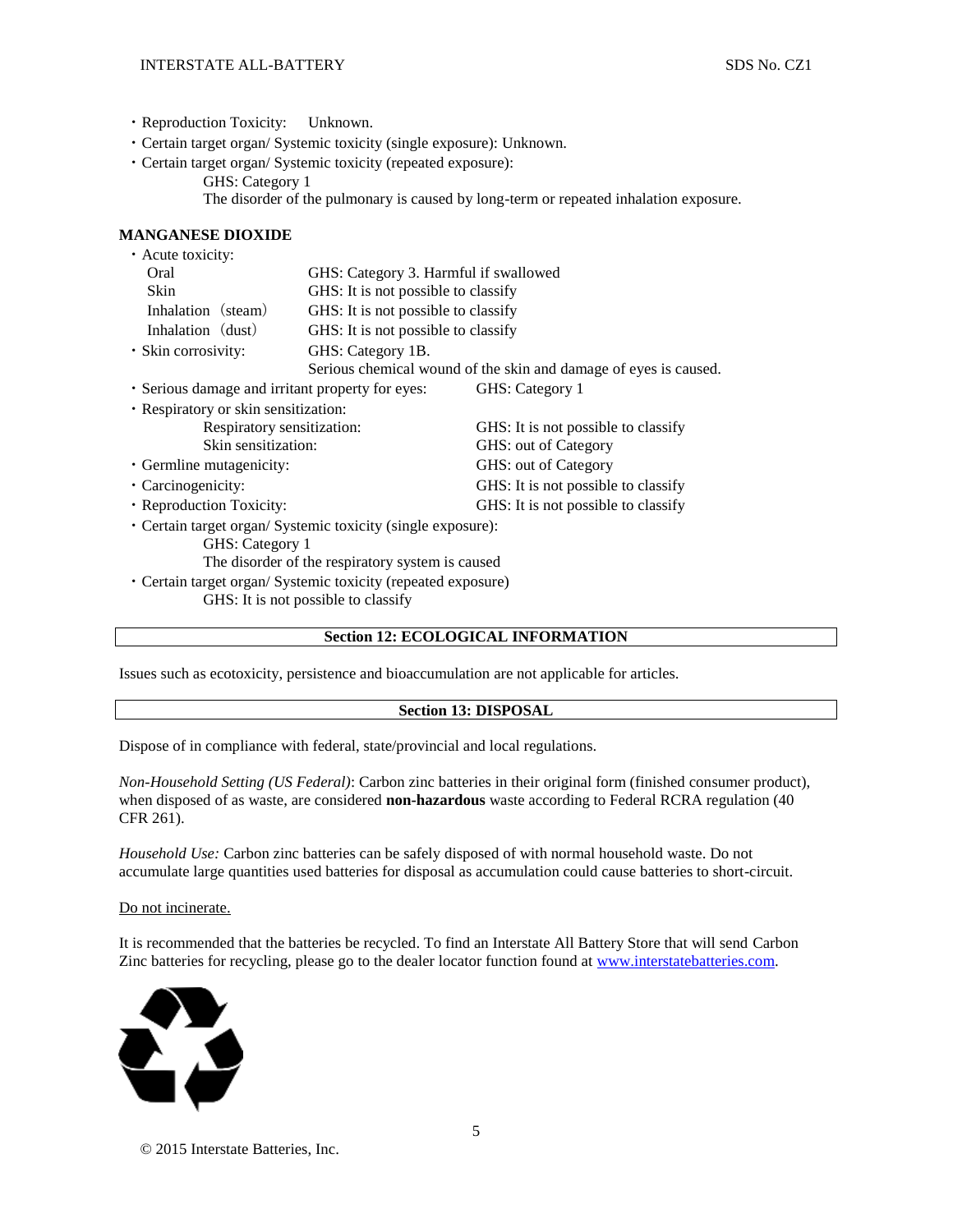- Reproduction Toxicity: Unknown.
- Certain target organ/ Systemic toxicity (single exposure): Unknown.
- Certain target organ/ Systemic toxicity (repeated exposure):
  GHS: Category 1
  The disorder of the pulmonary is caused by long-term or repeated inhalation exposure.

**MANGANESE DIOXIDE**

- Acute toxicity:

| | |
|---|---|
| Oral | GHS: Category 3. Harmful if swallowed |
| Skin | GHS: It is not possible to classify |
| Inhalation（steam） | GHS: It is not possible to classify |
| Inhalation（dust） | GHS: It is not possible to classify |

- Skin corrosivity: GHS: Category 1B.
  Serious chemical wound of the skin and damage of eyes is caused.
- Serious damage and irritant property for eyes: GHS: Category 1
- Respiratory or skin sensitization:
  - Respiratory sensitization: GHS: It is not possible to classify
  - Skin sensitization: GHS: out of Category
- Germline mutagenicity: GHS: out of Category
- Carcinogenicity: GHS: It is not possible to classify
- Reproduction Toxicity: GHS: It is not possible to classify
- Certain target organ/ Systemic toxicity (single exposure):
  GHS: Category 1
  The disorder of the respiratory system is caused
- Certain target organ/ Systemic toxicity (repeated exposure)
  GHS: It is not possible to classify

## Section 12: ECOLOGICAL INFORMATION

Issues such as ecotoxicity, persistence and bioaccumulation are not applicable for articles.

## Section 13: DISPOSAL

Dispose of in compliance with federal, state/provincial and local regulations.

*Non-Household Setting (US Federal)*: Carbon zinc batteries in their original form (finished consumer product), when disposed of as waste, are considered **non-hazardous** waste according to Federal RCRA regulation (40 CFR 261).

*Household Use:* Carbon zinc batteries can be safely disposed of with normal household waste. Do not accumulate large quantities used batteries for disposal as accumulation could cause batteries to short-circuit.

Do not incinerate.

It is recommended that the batteries be recycled. To find an Interstate All Battery Store that will send Carbon Zinc batteries for recycling, please go to the dealer locator function found at www.interstatebatteries.com.

© 2015 Interstate Batteries, Inc.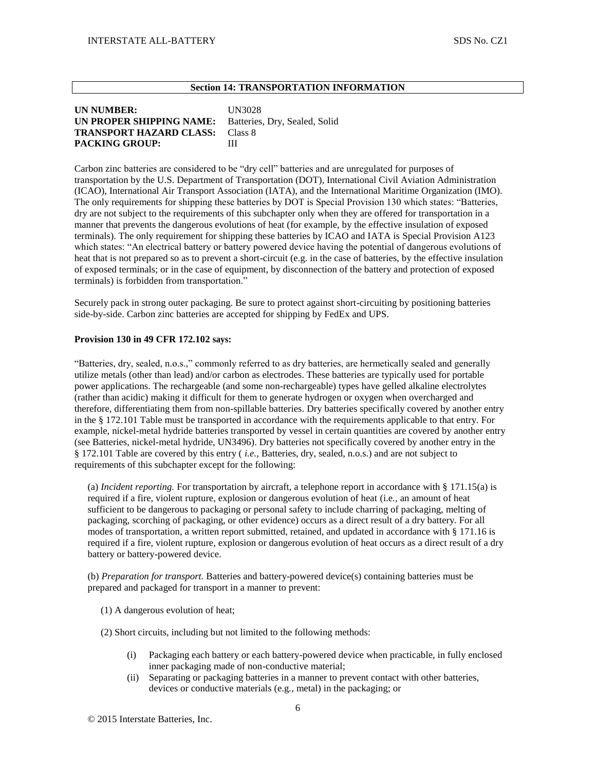## Section 14: TRANSPORTATION INFORMATION

**UN NUMBER:** UN3028
**UN PROPER SHIPPING NAME:** Batteries, Dry, Sealed, Solid
**TRANSPORT HAZARD CLASS:** Class 8
**PACKING GROUP:** III

Carbon zinc batteries are considered to be "dry cell" batteries and are unregulated for purposes of transportation by the U.S. Department of Transportation (DOT), International Civil Aviation Administration (ICAO), International Air Transport Association (IATA), and the International Maritime Organization (IMO). The only requirements for shipping these batteries by DOT is Special Provision 130 which states: "Batteries, dry are not subject to the requirements of this subchapter only when they are offered for transportation in a manner that prevents the dangerous evolutions of heat (for example, by the effective insulation of exposed terminals). The only requirement for shipping these batteries by ICAO and IATA is Special Provision A123 which states: "An electrical battery or battery powered device having the potential of dangerous evolutions of heat that is not prepared so as to prevent a short-circuit (e.g. in the case of batteries, by the effective insulation of exposed terminals; or in the case of equipment, by disconnection of the battery and protection of exposed terminals) is forbidden from transportation."

Securely pack in strong outer packaging. Be sure to protect against short-circuiting by positioning batteries side-by-side. Carbon zinc batteries are accepted for shipping by FedEx and UPS.

**Provision 130 in 49 CFR 172.102 says:**

"Batteries, dry, sealed, n.o.s.," commonly referred to as dry batteries, are hermetically sealed and generally utilize metals (other than lead) and/or carbon as electrodes. These batteries are typically used for portable power applications. The rechargeable (and some non-rechargeable) types have gelled alkaline electrolytes (rather than acidic) making it difficult for them to generate hydrogen or oxygen when overcharged and therefore, differentiating them from non-spillable batteries. Dry batteries specifically covered by another entry in the § 172.101 Table must be transported in accordance with the requirements applicable to that entry. For example, nickel-metal hydride batteries transported by vessel in certain quantities are covered by another entry (see Batteries, nickel-metal hydride, UN3496). Dry batteries not specifically covered by another entry in the § 172.101 Table are covered by this entry ( *i.e.,* Batteries, dry, sealed, n.o.s.) and are not subject to requirements of this subchapter except for the following:

(a) *Incident reporting.* For transportation by aircraft, a telephone report in accordance with § 171.15(a) is required if a fire, violent rupture, explosion or dangerous evolution of heat (i.e., an amount of heat sufficient to be dangerous to packaging or personal safety to include charring of packaging, melting of packaging, scorching of packaging, or other evidence) occurs as a direct result of a dry battery. For all modes of transportation, a written report submitted, retained, and updated in accordance with § 171.16 is required if a fire, violent rupture, explosion or dangerous evolution of heat occurs as a direct result of a dry battery or battery-powered device.

(b) *Preparation for transport.* Batteries and battery-powered device(s) containing batteries must be prepared and packaged for transport in a manner to prevent:

(1) A dangerous evolution of heat;

(2) Short circuits, including but not limited to the following methods:

- (i) Packaging each battery or each battery-powered device when practicable, in fully enclosed inner packaging made of non-conductive material;
- (ii) Separating or packaging batteries in a manner to prevent contact with other batteries, devices or conductive materials (e.g., metal) in the packaging; or

© 2015 Interstate Batteries, Inc.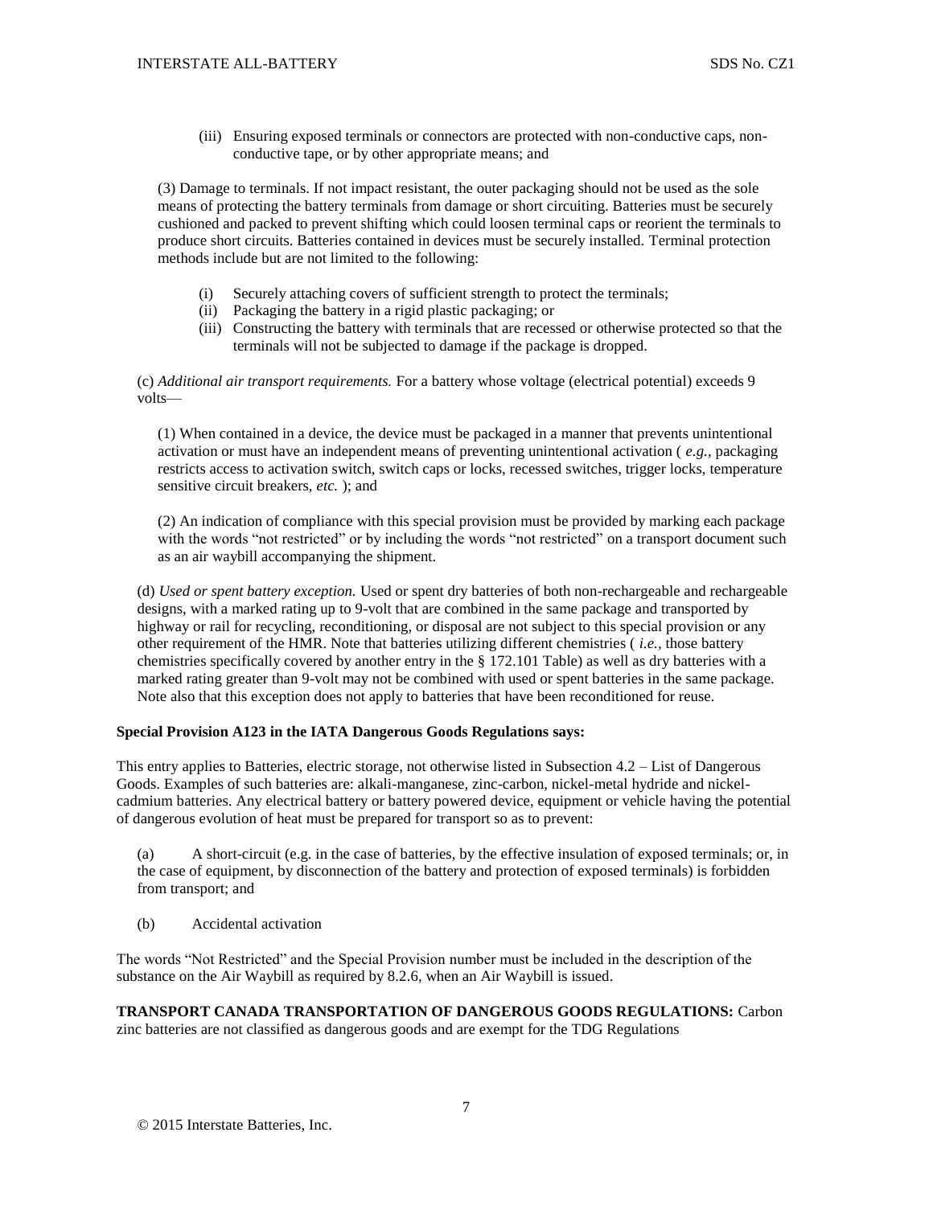(iii) Ensuring exposed terminals or connectors are protected with non-conductive caps, non-conductive tape, or by other appropriate means; and

(3) Damage to terminals. If not impact resistant, the outer packaging should not be used as the sole means of protecting the battery terminals from damage or short circuiting. Batteries must be securely cushioned and packed to prevent shifting which could loosen terminal caps or reorient the terminals to produce short circuits. Batteries contained in devices must be securely installed. Terminal protection methods include but are not limited to the following:

(i) Securely attaching covers of sufficient strength to protect the terminals;
(ii) Packaging the battery in a rigid plastic packaging; or
(iii) Constructing the battery with terminals that are recessed or otherwise protected so that the terminals will not be subjected to damage if the package is dropped.

(c) *Additional air transport requirements.* For a battery whose voltage (electrical potential) exceeds 9 volts—

(1) When contained in a device, the device must be packaged in a manner that prevents unintentional activation or must have an independent means of preventing unintentional activation ( *e.g.,* packaging restricts access to activation switch, switch caps or locks, recessed switches, trigger locks, temperature sensitive circuit breakers, *etc.* ); and

(2) An indication of compliance with this special provision must be provided by marking each package with the words "not restricted" or by including the words "not restricted" on a transport document such as an air waybill accompanying the shipment.

(d) *Used or spent battery exception.* Used or spent dry batteries of both non-rechargeable and rechargeable designs, with a marked rating up to 9-volt that are combined in the same package and transported by highway or rail for recycling, reconditioning, or disposal are not subject to this special provision or any other requirement of the HMR. Note that batteries utilizing different chemistries ( *i.e.,* those battery chemistries specifically covered by another entry in the § 172.101 Table) as well as dry batteries with a marked rating greater than 9-volt may not be combined with used or spent batteries in the same package. Note also that this exception does not apply to batteries that have been reconditioned for reuse.

**Special Provision A123 in the IATA Dangerous Goods Regulations says:**

This entry applies to Batteries, electric storage, not otherwise listed in Subsection 4.2 – List of Dangerous Goods. Examples of such batteries are: alkali-manganese, zinc-carbon, nickel-metal hydride and nickel-cadmium batteries. Any electrical battery or battery powered device, equipment or vehicle having the potential of dangerous evolution of heat must be prepared for transport so as to prevent:

(a) A short-circuit (e.g. in the case of batteries, by the effective insulation of exposed terminals; or, in the case of equipment, by disconnection of the battery and protection of exposed terminals) is forbidden from transport; and

(b) Accidental activation

The words "Not Restricted" and the Special Provision number must be included in the description of the substance on the Air Waybill as required by 8.2.6, when an Air Waybill is issued.

**TRANSPORT CANADA TRANSPORTATION OF DANGEROUS GOODS REGULATIONS:** Carbon zinc batteries are not classified as dangerous goods and are exempt for the TDG Regulations

© 2015 Interstate Batteries, Inc.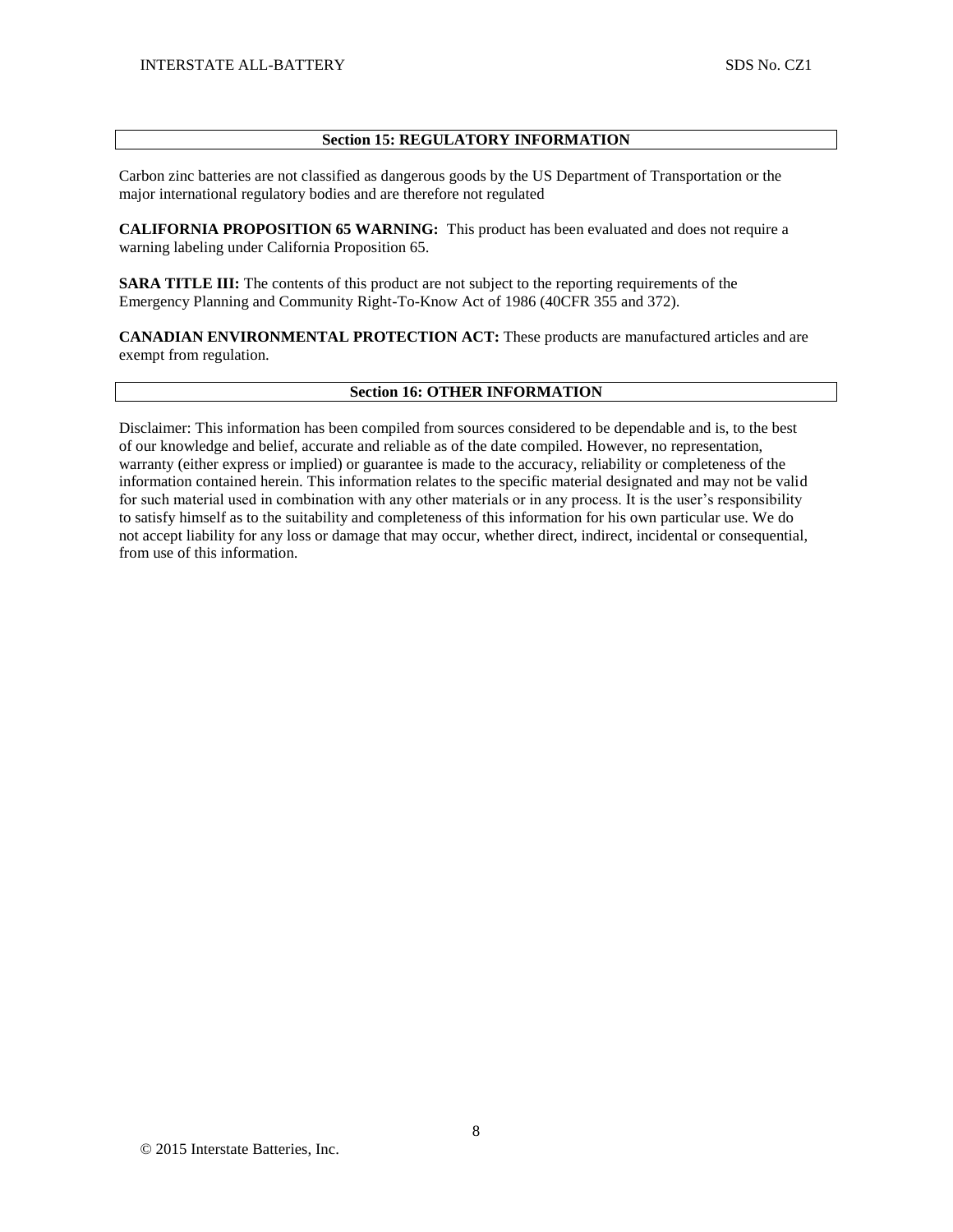## Section 15: REGULATORY INFORMATION

Carbon zinc batteries are not classified as dangerous goods by the US Department of Transportation or the major international regulatory bodies and are therefore not regulated

**CALIFORNIA PROPOSITION 65 WARNING:** This product has been evaluated and does not require a warning labeling under California Proposition 65.

**SARA TITLE III:** The contents of this product are not subject to the reporting requirements of the Emergency Planning and Community Right-To-Know Act of 1986 (40CFR 355 and 372).

**CANADIAN ENVIRONMENTAL PROTECTION ACT:** These products are manufactured articles and are exempt from regulation.

## Section 16: OTHER INFORMATION

Disclaimer: This information has been compiled from sources considered to be dependable and is, to the best of our knowledge and belief, accurate and reliable as of the date compiled. However, no representation, warranty (either express or implied) or guarantee is made to the accuracy, reliability or completeness of the information contained herein. This information relates to the specific material designated and may not be valid for such material used in combination with any other materials or in any process. It is the user's responsibility to satisfy himself as to the suitability and completeness of this information for his own particular use. We do not accept liability for any loss or damage that may occur, whether direct, indirect, incidental or consequential, from use of this information.

© 2015 Interstate Batteries, Inc.